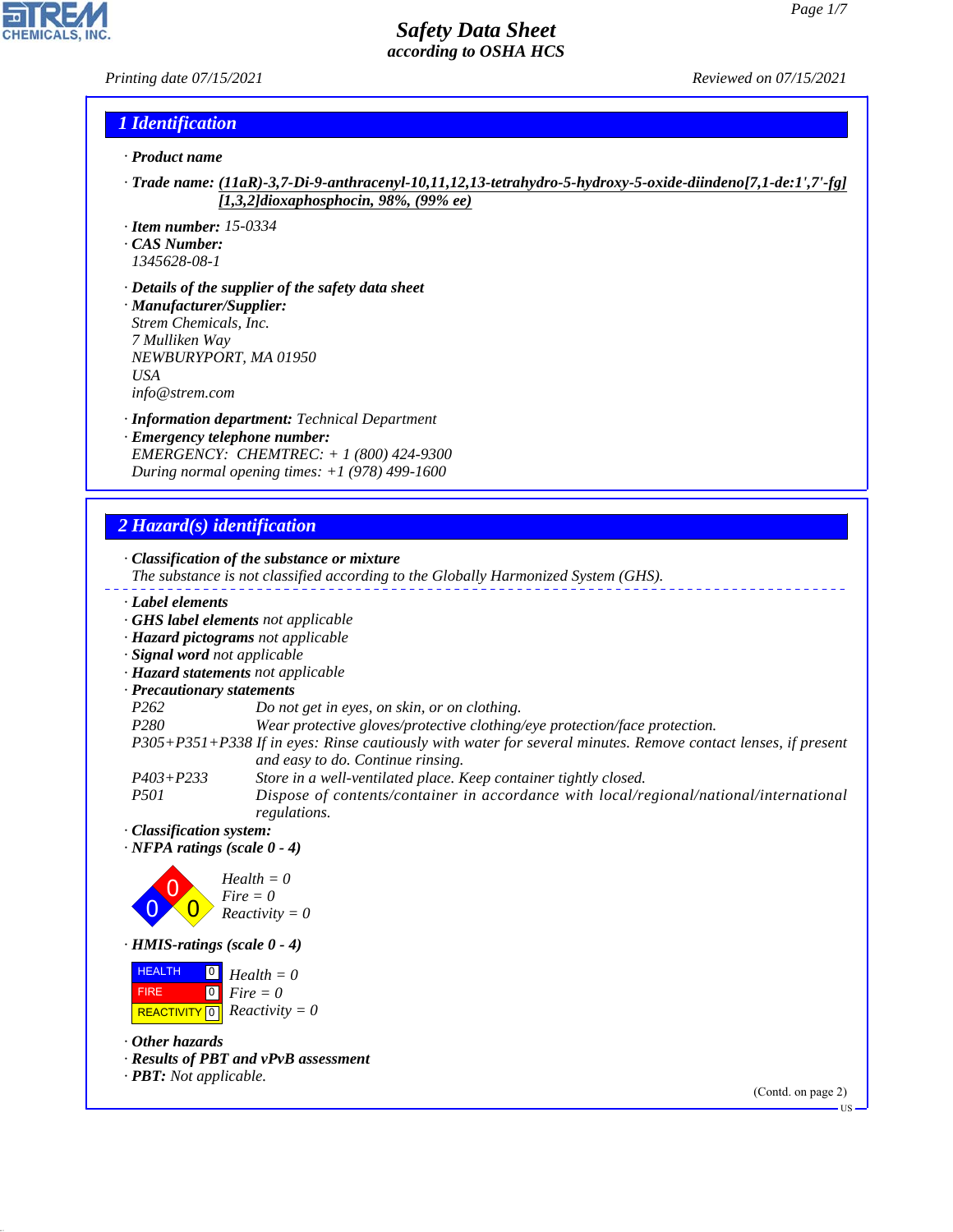# Safety Data Sheet
*according to OSHA HCS*

Printing date 07/15/2021 Reviewed on 07/15/2021

## 1 Identification

· **Product name**

· **Trade name:** **(11aR)-3,7-Di-9-anthracenyl-10,11,12,13-tetrahydro-5-hydroxy-5-oxide-diindeno[7,1-de:1',7'-fg][1,3,2]dioxaphosphocin, 98%, (99% ee)**

· **Item number:** 15-0334
· **CAS Number:**
1345628-08-1

· **Details of the supplier of the safety data sheet**
· **Manufacturer/Supplier:**
Strem Chemicals, Inc.
7 Mulliken Way
NEWBURYPORT, MA 01950
USA
info@strem.com

· **Information department:** Technical Department
· **Emergency telephone number:**
EMERGENCY: CHEMTREC: + 1 (800) 424-9300
During normal opening times: +1 (978) 499-1600

## 2 Hazard(s) identification

· **Classification of the substance or mixture**
The substance is not classified according to the Globally Harmonized System (GHS).

· **Label elements**
· **GHS label elements** not applicable
· **Hazard pictograms** not applicable
· **Signal word** not applicable
· **Hazard statements** not applicable
· **Precautionary statements**

P262 Do not get in eyes, on skin, or on clothing.
P280 Wear protective gloves/protective clothing/eye protection/face protection.
P305+P351+P338 If in eyes: Rinse cautiously with water for several minutes. Remove contact lenses, if present and easy to do. Continue rinsing.
P403+P233 Store in a well-ventilated place. Keep container tightly closed.
P501 Dispose of contents/container in accordance with local/regional/national/international regulations.

· **Classification system:**
· **NFPA ratings (scale 0 - 4)**

Health = 0
Fire = 0
Reactivity = 0

· **HMIS-ratings (scale 0 - 4)**

| HEALTH | 0 | Health = 0 |
|---|---|---|
| FIRE | 0 | Fire = 0 |
| REACTIVITY | 0 | Reactivity = 0 |

· **Other hazards**
· **Results of PBT and vPvB assessment**
· **PBT:** Not applicable.

(Contd. on page 2)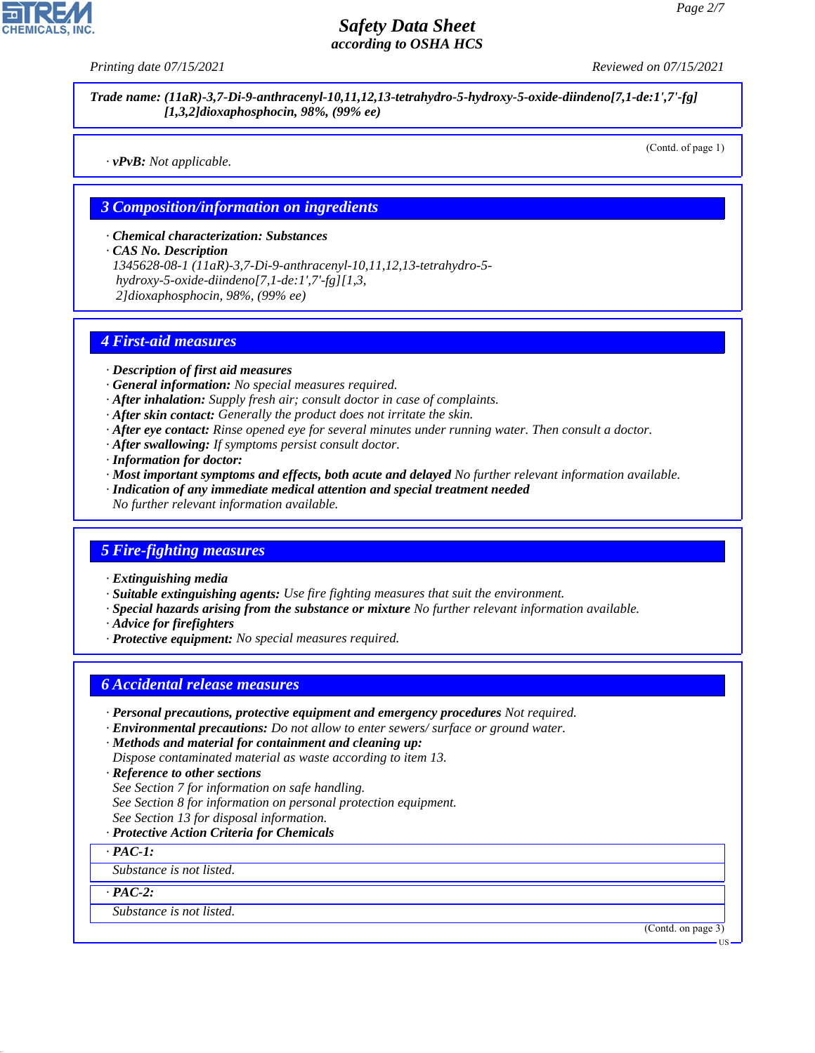Trade name: (11aR)-3,7-Di-9-anthracenyl-10,11,12,13-tetrahydro-5-hydroxy-5-oxide-diindeno[7,1-de:1',7'-fg][1,3,2]dioxaphosphocin, 98%, (99% ee)

(Contd. of page 1)

· ***vPvB:*** *Not applicable.*

## 3 Composition/information on ingredients

· ***Chemical characterization: Substances***
· ***CAS No. Description***
*1345628-08-1 (11aR)-3,7-Di-9-anthracenyl-10,11,12,13-tetrahydro-5-hydroxy-5-oxide-diindeno[7,1-de:1',7'-fg][1,3,2]dioxaphosphocin, 98%, (99% ee)*

## 4 First-aid measures

· ***Description of first aid measures***
· ***General information:*** *No special measures required.*
· ***After inhalation:*** *Supply fresh air; consult doctor in case of complaints.*
· ***After skin contact:*** *Generally the product does not irritate the skin.*
· ***After eye contact:*** *Rinse opened eye for several minutes under running water. Then consult a doctor.*
· ***After swallowing:*** *If symptoms persist consult doctor.*
· ***Information for doctor:***
· ***Most important symptoms and effects, both acute and delayed*** *No further relevant information available.*
· ***Indication of any immediate medical attention and special treatment needed***
*No further relevant information available.*

## 5 Fire-fighting measures

· ***Extinguishing media***
· ***Suitable extinguishing agents:*** *Use fire fighting measures that suit the environment.*
· ***Special hazards arising from the substance or mixture*** *No further relevant information available.*
· ***Advice for firefighters***
· ***Protective equipment:*** *No special measures required.*

## 6 Accidental release measures

· ***Personal precautions, protective equipment and emergency procedures*** *Not required.*
· ***Environmental precautions:*** *Do not allow to enter sewers/ surface or ground water.*
· ***Methods and material for containment and cleaning up:***
*Dispose contaminated material as waste according to item 13.*
· ***Reference to other sections***
*See Section 7 for information on safe handling.*
*See Section 8 for information on personal protection equipment.*
*See Section 13 for disposal information.*
· ***Protective Action Criteria for Chemicals***

| · **PAC-1:** |
| --- |
| Substance is not listed. |

| · **PAC-2:** |
| --- |
| Substance is not listed. |

(Contd. on page 3)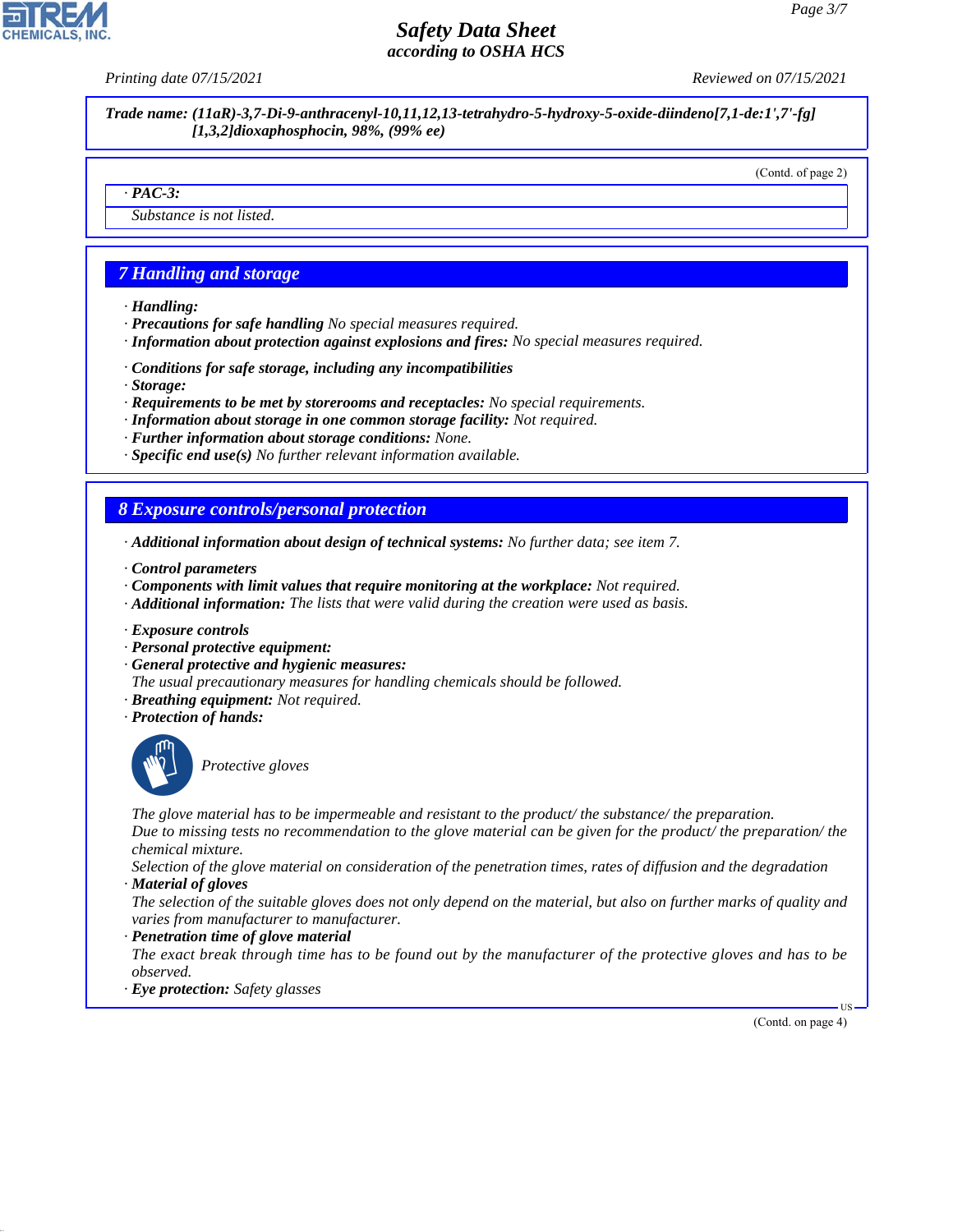**Trade name: (11aR)-3,7-Di-9-anthracenyl-10,11,12,13-tetrahydro-5-hydroxy-5-oxide-diindeno[7,1-de:1',7'-fg][1,3,2]dioxaphosphocin, 98%, (99% ee)**

(Contd. of page 2)

· **PAC-3:**

Substance is not listed.

## 7 Handling and storage

· **Handling:**
· **Precautions for safe handling** No special measures required.
· **Information about protection against explosions and fires:** No special measures required.

· **Conditions for safe storage, including any incompatibilities**
· **Storage:**
· **Requirements to be met by storerooms and receptacles:** No special requirements.
· **Information about storage in one common storage facility:** Not required.
· **Further information about storage conditions:** None.
· **Specific end use(s)** No further relevant information available.

## 8 Exposure controls/personal protection

· **Additional information about design of technical systems:** No further data; see item 7.

· **Control parameters**
· **Components with limit values that require monitoring at the workplace:** Not required.
· **Additional information:** The lists that were valid during the creation were used as basis.

· **Exposure controls**
· **Personal protective equipment:**
· **General protective and hygienic measures:**
The usual precautionary measures for handling chemicals should be followed.
· **Breathing equipment:** Not required.
· **Protection of hands:**

Protective gloves

The glove material has to be impermeable and resistant to the product/ the substance/ the preparation.
Due to missing tests no recommendation to the glove material can be given for the product/ the preparation/ the chemical mixture.
Selection of the glove material on consideration of the penetration times, rates of diffusion and the degradation
· **Material of gloves**
The selection of the suitable gloves does not only depend on the material, but also on further marks of quality and varies from manufacturer to manufacturer.
· **Penetration time of glove material**
The exact break through time has to be found out by the manufacturer of the protective gloves and has to be observed.
· **Eye protection:** Safety glasses

(Contd. on page 4)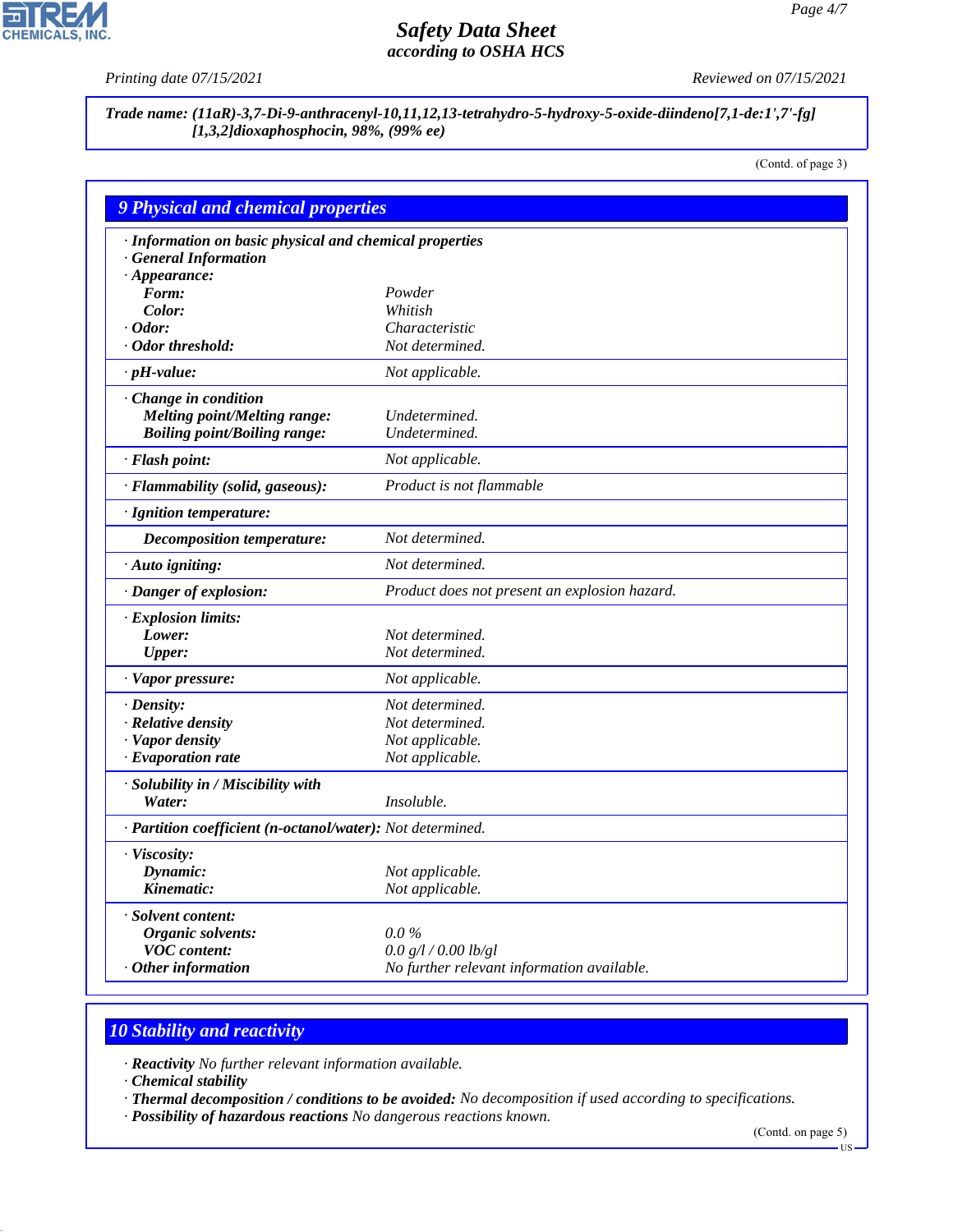**Trade name: (11aR)-3,7-Di-9-anthracenyl-10,11,12,13-tetrahydro-5-hydroxy-5-oxide-diindeno[7,1-de:1',7'-fg][1,3,2]dioxaphosphocin, 98%, (99% ee)**

(Contd. of page 3)

## 9 Physical and chemical properties

| | |
|---|---|
| **· Information on basic physical and chemical properties** | |
| **· General Information** | |
| **· Appearance:** | |
| **Form:** | Powder |
| **Color:** | Whitish |
| **· Odor:** | Characteristic |
| **· Odor threshold:** | Not determined. |
| **· pH-value:** | Not applicable. |
| **· Change in condition** | |
| **Melting point/Melting range:** | Undetermined. |
| **Boiling point/Boiling range:** | Undetermined. |
| **· Flash point:** | Not applicable. |
| **· Flammability (solid, gaseous):** | Product is not flammable |
| **· Ignition temperature:** | |
| **Decomposition temperature:** | Not determined. |
| **· Auto igniting:** | Not determined. |
| **· Danger of explosion:** | Product does not present an explosion hazard. |
| **· Explosion limits:** | |
| **Lower:** | Not determined. |
| **Upper:** | Not determined. |
| **· Vapor pressure:** | Not applicable. |
| **· Density:** | Not determined. |
| **· Relative density** | Not determined. |
| **· Vapor density** | Not applicable. |
| **· Evaporation rate** | Not applicable. |
| **· Solubility in / Miscibility with** | |
| **Water:** | Insoluble. |
| **· Partition coefficient (n-octanol/water):** | Not determined. |
| **· Viscosity:** | |
| **Dynamic:** | Not applicable. |
| **Kinematic:** | Not applicable. |
| **· Solvent content:** | |
| **Organic solvents:** | 0.0 % |
| **VOC content:** | 0.0 g/l / 0.00 lb/gl |
| **· Other information** | No further relevant information available. |

## 10 Stability and reactivity

· **Reactivity** No further relevant information available.
· **Chemical stability**
· **Thermal decomposition / conditions to be avoided:** No decomposition if used according to specifications.
· **Possibility of hazardous reactions** No dangerous reactions known.

(Contd. on page 5)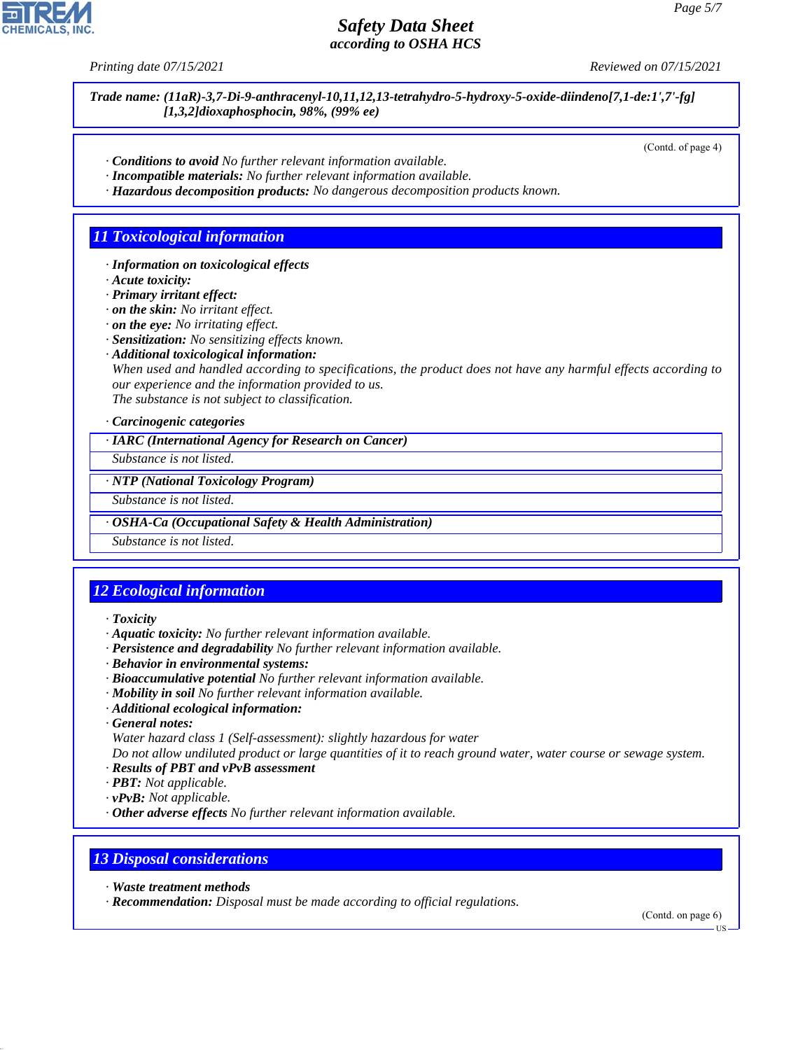**Trade name: (11aR)-3,7-Di-9-anthracenyl-10,11,12,13-tetrahydro-5-hydroxy-5-oxide-diindeno[7,1-de:1',7'-fg][1,3,2]dioxaphosphocin, 98%, (99% ee)**

(Contd. of page 4)

· **Conditions to avoid** No further relevant information available.
· **Incompatible materials:** No further relevant information available.
· **Hazardous decomposition products:** No dangerous decomposition products known.

## 11 Toxicological information

· **Information on toxicological effects**
· **Acute toxicity:**
· **Primary irritant effect:**
· **on the skin:** No irritant effect.
· **on the eye:** No irritating effect.
· **Sensitization:** No sensitizing effects known.
· **Additional toxicological information:**
When used and handled according to specifications, the product does not have any harmful effects according to our experience and the information provided to us.
The substance is not subject to classification.

· **Carcinogenic categories**

· **IARC (International Agency for Research on Cancer)**
Substance is not listed.

· **NTP (National Toxicology Program)**
Substance is not listed.

· **OSHA-Ca (Occupational Safety & Health Administration)**
Substance is not listed.

## 12 Ecological information

· **Toxicity**
· **Aquatic toxicity:** No further relevant information available.
· **Persistence and degradability** No further relevant information available.
· **Behavior in environmental systems:**
· **Bioaccumulative potential** No further relevant information available.
· **Mobility in soil** No further relevant information available.
· **Additional ecological information:**
· **General notes:**
Water hazard class 1 (Self-assessment): slightly hazardous for water
Do not allow undiluted product or large quantities of it to reach ground water, water course or sewage system.
· **Results of PBT and vPvB assessment**
· **PBT:** Not applicable.
· **vPvB:** Not applicable.
· **Other adverse effects** No further relevant information available.

## 13 Disposal considerations

· **Waste treatment methods**
· **Recommendation:** Disposal must be made according to official regulations.

(Contd. on page 6)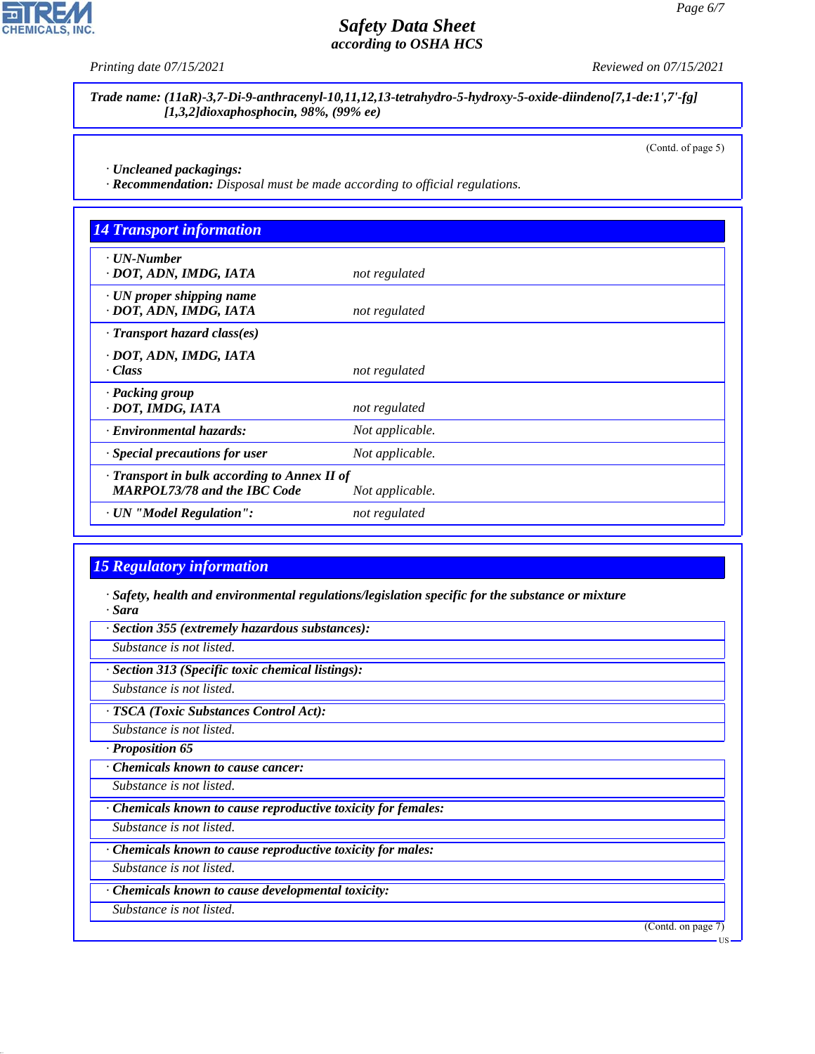**Trade name: (11aR)-3,7-Di-9-anthracenyl-10,11,12,13-tetrahydro-5-hydroxy-5-oxide-diindeno[7,1-de:1',7'-fg][1,3,2]dioxaphosphocin, 98%, (99% ee)**

(Contd. of page 5)

· **Uncleaned packagings:**
· **Recommendation:** Disposal must be made according to official regulations.

## 14 Transport information

| | |
|---|---|
| · **UN-Number**<br>· **DOT, ADN, IMDG, IATA** | not regulated |
| · **UN proper shipping name**<br>· **DOT, ADN, IMDG, IATA** | not regulated |
| · **Transport hazard class(es)**<br>· **DOT, ADN, IMDG, IATA**<br>· **Class** | not regulated |
| · **Packing group**<br>· **DOT, IMDG, IATA** | not regulated |
| · **Environmental hazards:** | Not applicable. |
| · **Special precautions for user** | Not applicable. |
| · **Transport in bulk according to Annex II of MARPOL73/78 and the IBC Code** | Not applicable. |
| · **UN "Model Regulation":** | not regulated |

## 15 Regulatory information

· **Safety, health and environmental regulations/legislation specific for the substance or mixture**
· **Sara**

· **Section 355 (extremely hazardous substances):**
Substance is not listed.

· **Section 313 (Specific toxic chemical listings):**
Substance is not listed.

· **TSCA (Toxic Substances Control Act):**
Substance is not listed.

· **Proposition 65**

· **Chemicals known to cause cancer:**
Substance is not listed.

· **Chemicals known to cause reproductive toxicity for females:**
Substance is not listed.

· **Chemicals known to cause reproductive toxicity for males:**
Substance is not listed.

· **Chemicals known to cause developmental toxicity:**
Substance is not listed.

(Contd. on page 7)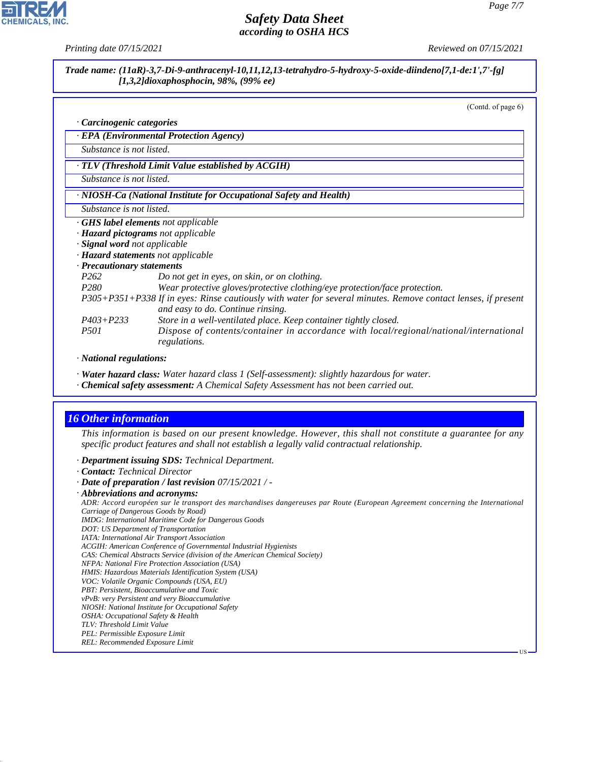**Trade name: (11aR)-3,7-Di-9-anthracenyl-10,11,12,13-tetrahydro-5-hydroxy-5-oxide-diindeno[7,1-de:1',7'-fg][1,3,2]dioxaphosphocin, 98%, (99% ee)**

(Contd. of page 6)

· **Carcinogenic categories**

· **EPA (Environmental Protection Agency)**

Substance is not listed.

· **TLV (Threshold Limit Value established by ACGIH)**

Substance is not listed.

· **NIOSH-Ca (National Institute for Occupational Safety and Health)**

Substance is not listed.

· **GHS label elements** not applicable
· **Hazard pictograms** not applicable
· **Signal word** not applicable
· **Hazard statements** not applicable
· **Precautionary statements**

| | |
|---|---|
| P262 | Do not get in eyes, on skin, or on clothing. |
| P280 | Wear protective gloves/protective clothing/eye protection/face protection. |
| P305+P351+P338 | If in eyes: Rinse cautiously with water for several minutes. Remove contact lenses, if present and easy to do. Continue rinsing. |
| P403+P233 | Store in a well-ventilated place. Keep container tightly closed. |
| P501 | Dispose of contents/container in accordance with local/regional/national/international regulations. |

· **National regulations:**

· **Water hazard class:** Water hazard class 1 (Self-assessment): slightly hazardous for water.
· **Chemical safety assessment:** A Chemical Safety Assessment has not been carried out.

## 16 Other information

This information is based on our present knowledge. However, this shall not constitute a guarantee for any specific product features and shall not establish a legally valid contractual relationship.

· **Department issuing SDS:** Technical Department.
· **Contact:** Technical Director
· **Date of preparation / last revision** 07/15/2021 / -
· **Abbreviations and acronyms:**

ADR: Accord européen sur le transport des marchandises dangereuses par Route (European Agreement concerning the International Carriage of Dangerous Goods by Road)
IMDG: International Maritime Code for Dangerous Goods
DOT: US Department of Transportation
IATA: International Air Transport Association
ACGIH: American Conference of Governmental Industrial Hygienists
CAS: Chemical Abstracts Service (division of the American Chemical Society)
NFPA: National Fire Protection Association (USA)
HMIS: Hazardous Materials Identification System (USA)
VOC: Volatile Organic Compounds (USA, EU)
PBT: Persistent, Bioaccumulative and Toxic
vPvB: very Persistent and very Bioaccumulative
NIOSH: National Institute for Occupational Safety
OSHA: Occupational Safety & Health
TLV: Threshold Limit Value
PEL: Permissible Exposure Limit
REL: Recommended Exposure Limit